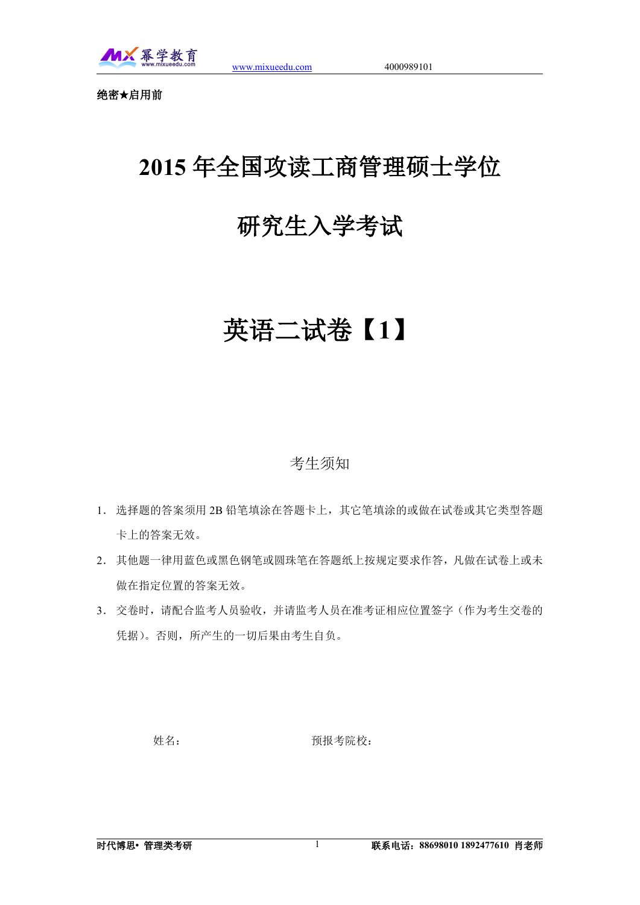**绝密★启用前**

# 2015 年全国攻读工商管理硕士学位

# 研究生入学考试

# 英语二试卷【1】

## 考生须知

1. 选择题的答案须用 2B 铅笔填涂在答题卡上，其它笔填涂的或做在试卷或其它类型答题卡上的答案无效。
2. 其他题一律用蓝色或黑色钢笔或圆珠笔在答题纸上按规定要求作答，凡做在试卷上或未做在指定位置的答案无效。
3. 交卷时，请配合监考人员验收，并请监考人员在准考证相应位置签字（作为考生交卷的凭据）。否则，所产生的一切后果由考生自负。

姓名：　　　　　　　　　　　　　预报考院校：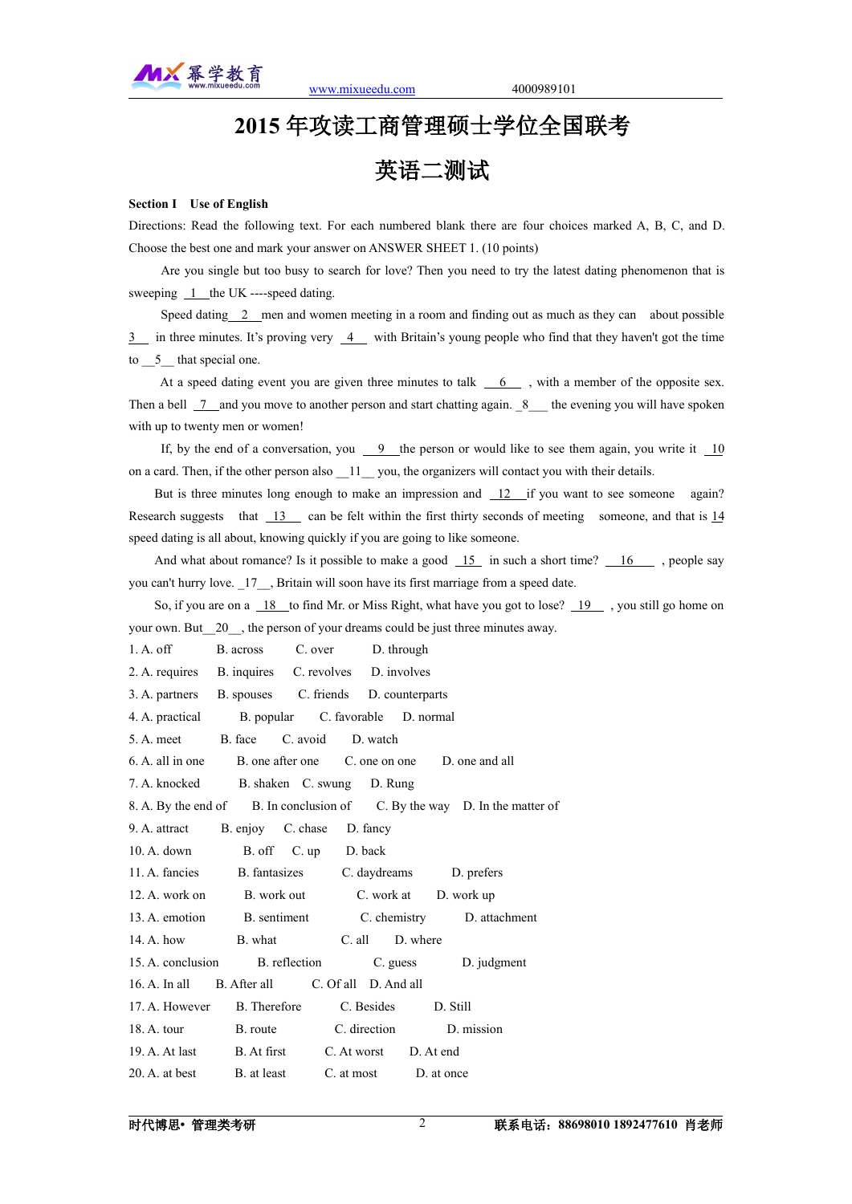# 2015 年攻读工商管理硕士学位全国联考

# 英语二测试

**Section I Use of English**

Directions: Read the following text. For each numbered blank there are four choices marked A, B, C, and D. Choose the best one and mark your answer on ANSWER SHEET 1. (10 points)

Are you single but too busy to search for love? Then you need to try the latest dating phenomenon that is sweeping __1__ the UK ----speed dating.

Speed dating __2__ men and women meeting in a room and finding out as much as they can about possible __3__ in three minutes. It's proving very __4__ with Britain's young people who find that they haven't got the time to __5__ that special one.

At a speed dating event you are given three minutes to talk __6__ , with a member of the opposite sex. Then a bell __7__ and you move to another person and start chatting again. _8___ the evening you will have spoken with up to twenty men or women!

If, by the end of a conversation, you __9__ the person or would like to see them again, you write it __10__ on a card. Then, if the other person also __11__ you, the organizers will contact you with their details.

But is three minutes long enough to make an impression and __12__ if you want to see someone again? Research suggests that __13__ can be felt within the first thirty seconds of meeting someone, and that is __14__ speed dating is all about, knowing quickly if you are going to like someone.

And what about romance? Is it possible to make a good __15__ in such a short time? __16__ , people say you can't hurry love. _17__, Britain will soon have its first marriage from a speed date.

So, if you are on a __18__ to find Mr. or Miss Right, what have you got to lose? __19__ , you still go home on your own. But__20__, the person of your dreams could be just three minutes away.

1. A. off B. across C. over D. through
2. A. requires B. inquires C. revolves D. involves
3. A. partners B. spouses C. friends D. counterparts
4. A. practical B. popular C. favorable D. normal
5. A. meet B. face C. avoid D. watch
6. A. all in one B. one after one C. one on one D. one and all
7. A. knocked B. shaken C. swung D. Rung
8. A. By the end of B. In conclusion of C. By the way D. In the matter of
9. A. attract B. enjoy C. chase D. fancy
10. A. down B. off C. up D. back
11. A. fancies B. fantasizes C. daydreams D. prefers
12. A. work on B. work out C. work at D. work up
13. A. emotion B. sentiment C. chemistry D. attachment
14. A. how B. what C. all D. where
15. A. conclusion B. reflection C. guess D. judgment
16. A. In all B. After all C. Of all D. And all
17. A. However B. Therefore C. Besides D. Still
18. A. tour B. route C. direction D. mission
19. A. At last B. At first C. At worst D. At end
20. A. at best B. at least C. at most D. at once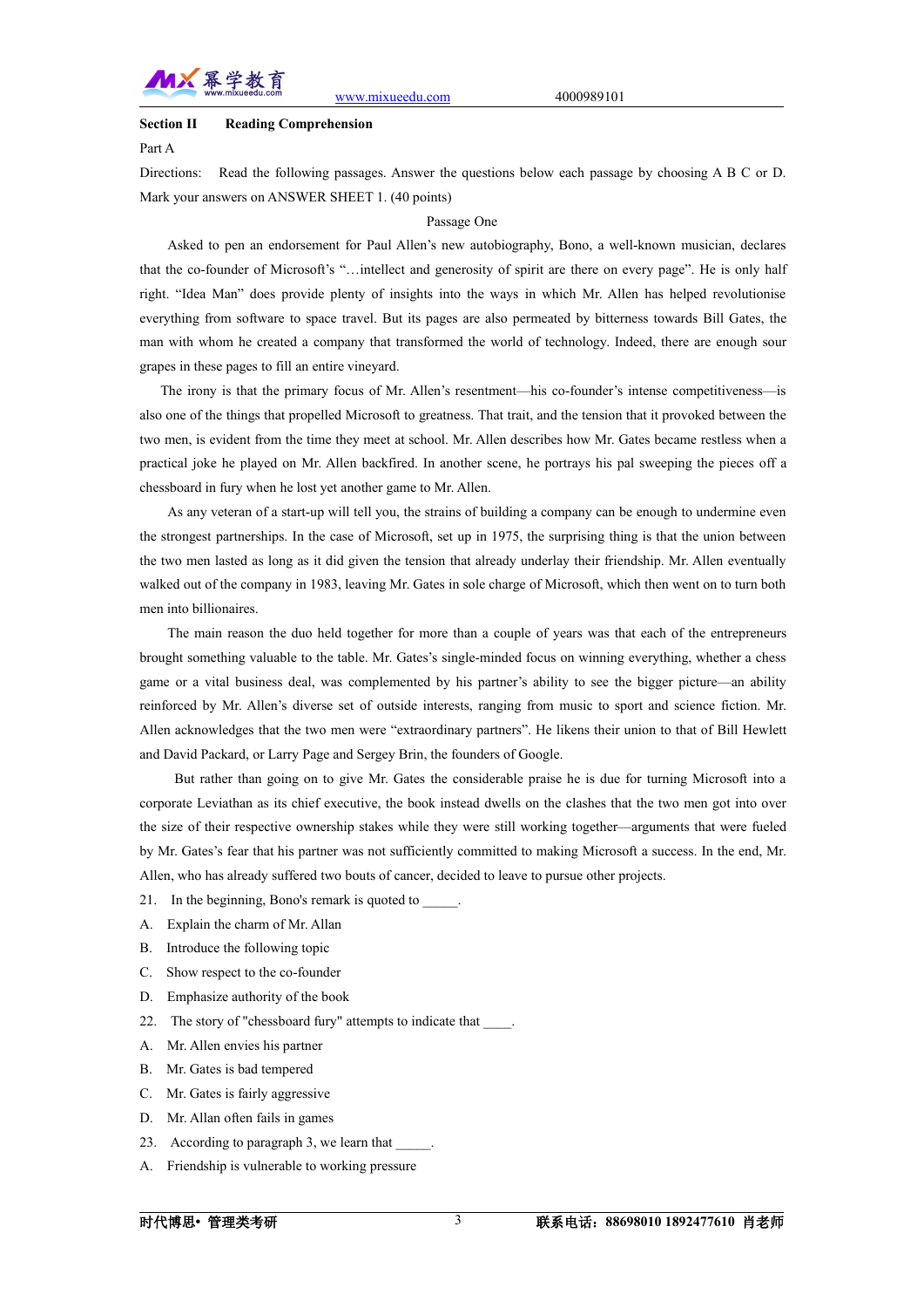**Section II    Reading Comprehension**

Part A

Directions: Read the following passages. Answer the questions below each passage by choosing A B C or D. Mark your answers on ANSWER SHEET 1. (40 points)

Passage One

Asked to pen an endorsement for Paul Allen's new autobiography, Bono, a well-known musician, declares that the co-founder of Microsoft's "…intellect and generosity of spirit are there on every page". He is only half right. "Idea Man" does provide plenty of insights into the ways in which Mr. Allen has helped revolutionise everything from software to space travel. But its pages are also permeated by bitterness towards Bill Gates, the man with whom he created a company that transformed the world of technology. Indeed, there are enough sour grapes in these pages to fill an entire vineyard.

The irony is that the primary focus of Mr. Allen's resentment—his co-founder's intense competitiveness—is also one of the things that propelled Microsoft to greatness. That trait, and the tension that it provoked between the two men, is evident from the time they meet at school. Mr. Allen describes how Mr. Gates became restless when a practical joke he played on Mr. Allen backfired. In another scene, he portrays his pal sweeping the pieces off a chessboard in fury when he lost yet another game to Mr. Allen.

As any veteran of a start-up will tell you, the strains of building a company can be enough to undermine even the strongest partnerships. In the case of Microsoft, set up in 1975, the surprising thing is that the union between the two men lasted as long as it did given the tension that already underlay their friendship. Mr. Allen eventually walked out of the company in 1983, leaving Mr. Gates in sole charge of Microsoft, which then went on to turn both men into billionaires.

The main reason the duo held together for more than a couple of years was that each of the entrepreneurs brought something valuable to the table. Mr. Gates's single-minded focus on winning everything, whether a chess game or a vital business deal, was complemented by his partner's ability to see the bigger picture—an ability reinforced by Mr. Allen's diverse set of outside interests, ranging from music to sport and science fiction. Mr. Allen acknowledges that the two men were "extraordinary partners". He likens their union to that of Bill Hewlett and David Packard, or Larry Page and Sergey Brin, the founders of Google.

But rather than going on to give Mr. Gates the considerable praise he is due for turning Microsoft into a corporate Leviathan as its chief executive, the book instead dwells on the clashes that the two men got into over the size of their respective ownership stakes while they were still working together—arguments that were fueled by Mr. Gates's fear that his partner was not sufficiently committed to making Microsoft a success. In the end, Mr. Allen, who has already suffered two bouts of cancer, decided to leave to pursue other projects.

21. In the beginning, Bono's remark is quoted to _____.

A. Explain the charm of Mr. Allan

B. Introduce the following topic

C. Show respect to the co-founder

D. Emphasize authority of the book

22. The story of "chessboard fury" attempts to indicate that ____.

A. Mr. Allen envies his partner

B. Mr. Gates is bad tempered

C. Mr. Gates is fairly aggressive

D. Mr. Allan often fails in games

23. According to paragraph 3, we learn that _____.

A. Friendship is vulnerable to working pressure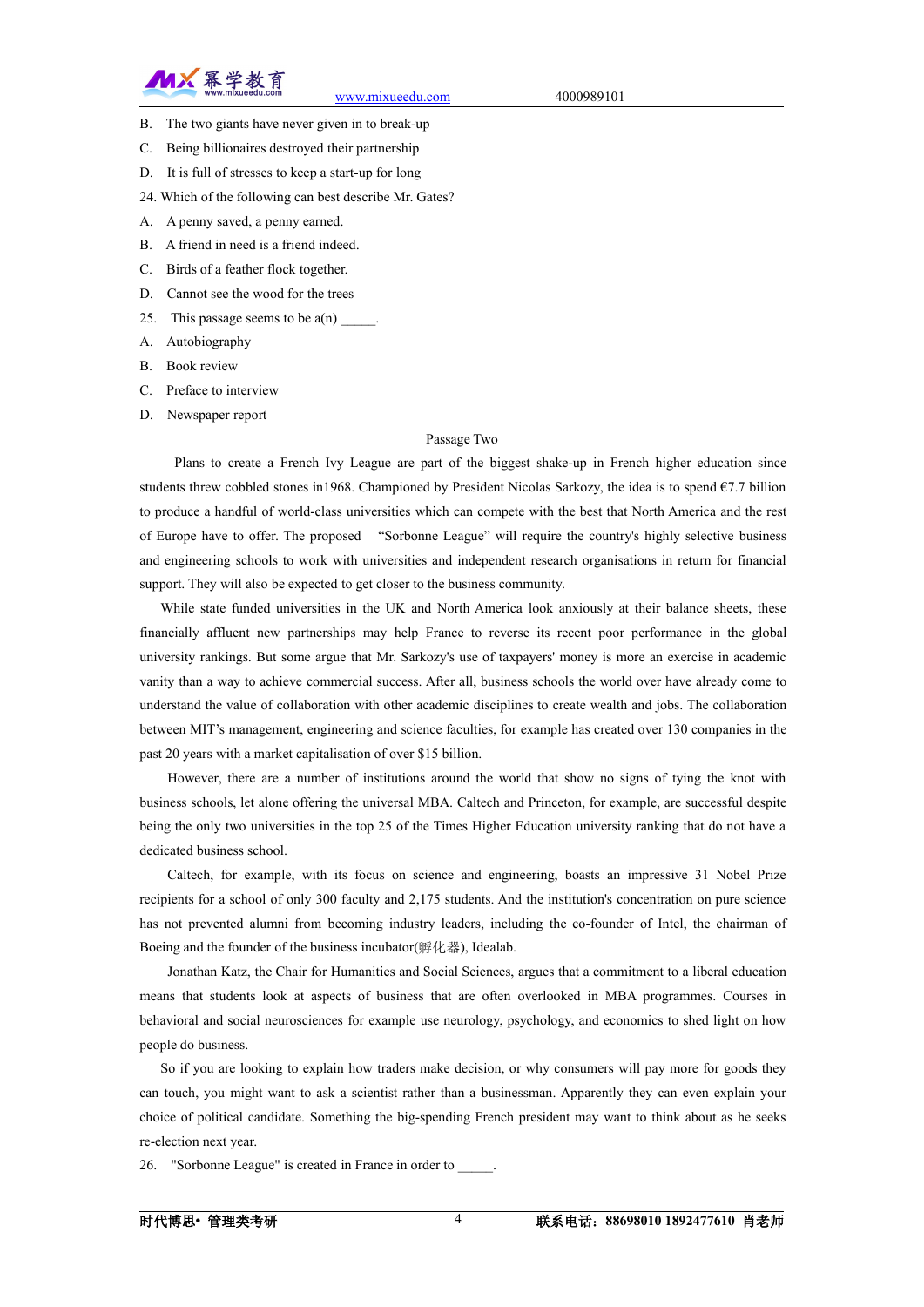B. The two giants have never given in to break-up

C. Being billionaires destroyed their partnership

D. It is full of stresses to keep a start-up for long

24. Which of the following can best describe Mr. Gates?

A. A penny saved, a penny earned.

B. A friend in need is a friend indeed.

C. Birds of a feather flock together.

D. Cannot see the wood for the trees

25. This passage seems to be a(n) _____.

A. Autobiography

B. Book review

C. Preface to interview

D. Newspaper report

Passage Two

Plans to create a French Ivy League are part of the biggest shake-up in French higher education since students threw cobbled stones in1968. Championed by President Nicolas Sarkozy, the idea is to spend €7.7 billion to produce a handful of world-class universities which can compete with the best that North America and the rest of Europe have to offer. The proposed "Sorbonne League" will require the country's highly selective business and engineering schools to work with universities and independent research organisations in return for financial support. They will also be expected to get closer to the business community.

While state funded universities in the UK and North America look anxiously at their balance sheets, these financially affluent new partnerships may help France to reverse its recent poor performance in the global university rankings. But some argue that Mr. Sarkozy's use of taxpayers' money is more an exercise in academic vanity than a way to achieve commercial success. After all, business schools the world over have already come to understand the value of collaboration with other academic disciplines to create wealth and jobs. The collaboration between MIT's management, engineering and science faculties, for example has created over 130 companies in the past 20 years with a market capitalisation of over $15 billion.

However, there are a number of institutions around the world that show no signs of tying the knot with business schools, let alone offering the universal MBA. Caltech and Princeton, for example, are successful despite being the only two universities in the top 25 of the Times Higher Education university ranking that do not have a dedicated business school.

Caltech, for example, with its focus on science and engineering, boasts an impressive 31 Nobel Prize recipients for a school of only 300 faculty and 2,175 students. And the institution's concentration on pure science has not prevented alumni from becoming industry leaders, including the co-founder of Intel, the chairman of Boeing and the founder of the business incubator(孵化器), Idealab.

Jonathan Katz, the Chair for Humanities and Social Sciences, argues that a commitment to a liberal education means that students look at aspects of business that are often overlooked in MBA programmes. Courses in behavioral and social neurosciences for example use neurology, psychology, and economics to shed light on how people do business.

So if you are looking to explain how traders make decision, or why consumers will pay more for goods they can touch, you might want to ask a scientist rather than a businessman. Apparently they can even explain your choice of political candidate. Something the big-spending French president may want to think about as he seeks re-election next year.

26. "Sorbonne League" is created in France in order to _____.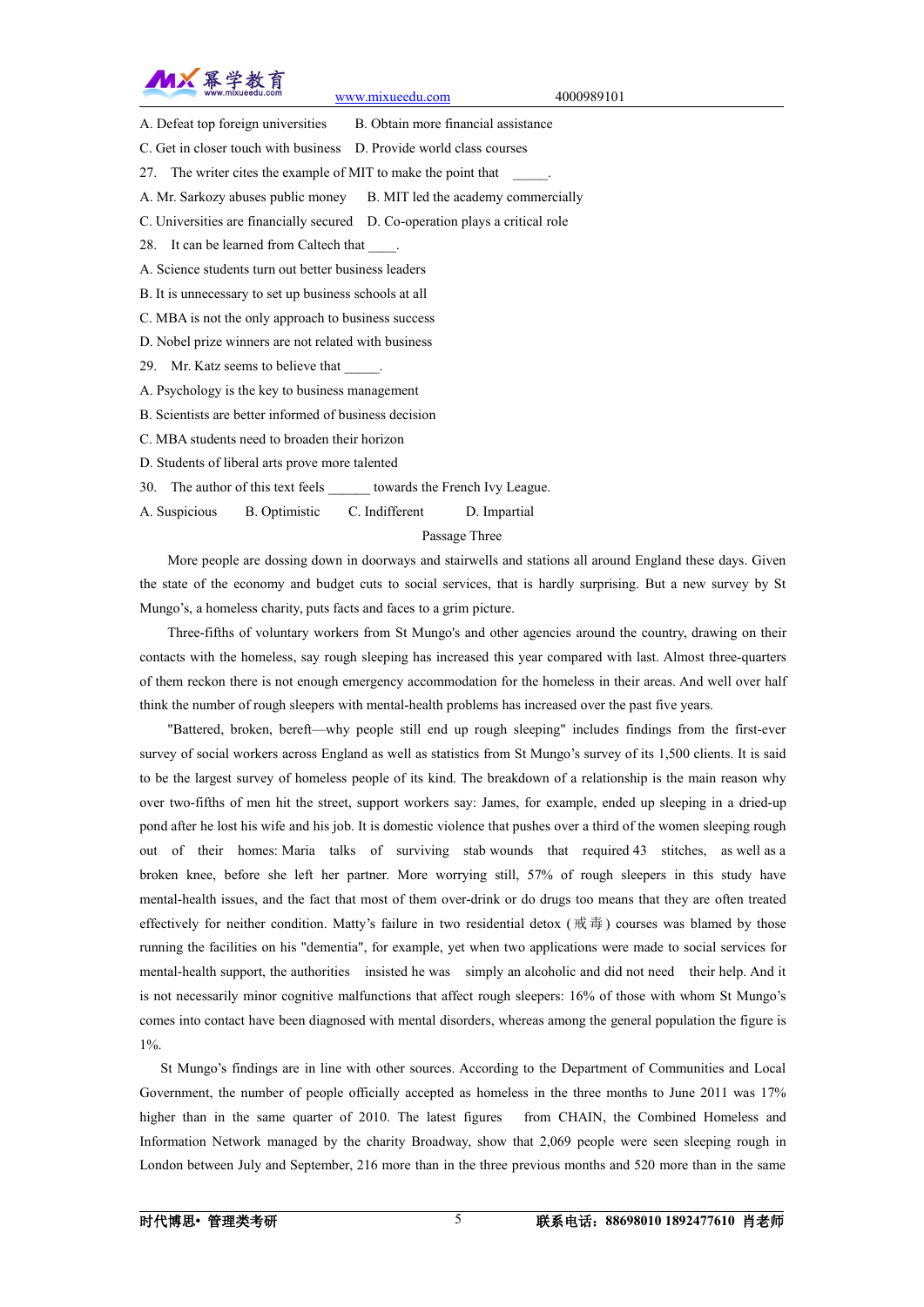A. Defeat top foreign universities B. Obtain more financial assistance

C. Get in closer touch with business D. Provide world class courses

27. The writer cites the example of MIT to make the point that _____.

A. Mr. Sarkozy abuses public money B. MIT led the academy commercially

C. Universities are financially secured D. Co-operation plays a critical role

28. It can be learned from Caltech that ____.

A. Science students turn out better business leaders

B. It is unnecessary to set up business schools at all

C. MBA is not the only approach to business success

D. Nobel prize winners are not related with business

29. Mr. Katz seems to believe that _____.

A. Psychology is the key to business management

B. Scientists are better informed of business decision

C. MBA students need to broaden their horizon

D. Students of liberal arts prove more talented

30. The author of this text feels ______ towards the French Ivy League.

A. Suspicious B. Optimistic C. Indifferent D. Impartial

Passage Three

More people are dossing down in doorways and stairwells and stations all around England these days. Given the state of the economy and budget cuts to social services, that is hardly surprising. But a new survey by St Mungo's, a homeless charity, puts facts and faces to a grim picture.

Three-fifths of voluntary workers from St Mungo's and other agencies around the country, drawing on their contacts with the homeless, say rough sleeping has increased this year compared with last. Almost three-quarters of them reckon there is not enough emergency accommodation for the homeless in their areas. And well over half think the number of rough sleepers with mental-health problems has increased over the past five years.

"Battered, broken, bereft—why people still end up rough sleeping" includes findings from the first-ever survey of social workers across England as well as statistics from St Mungo's survey of its 1,500 clients. It is said to be the largest survey of homeless people of its kind. The breakdown of a relationship is the main reason why over two-fifths of men hit the street, support workers say: James, for example, ended up sleeping in a dried-up pond after he lost his wife and his job. It is domestic violence that pushes over a third of the women sleeping rough out of their homes: Maria talks of surviving stab wounds that required 43 stitches, as well as a broken knee, before she left her partner. More worrying still, 57% of rough sleepers in this study have mental-health issues, and the fact that most of them over-drink or do drugs too means that they are often treated effectively for neither condition. Matty's failure in two residential detox (戒毒) courses was blamed by those running the facilities on his "dementia", for example, yet when two applications were made to social services for mental-health support, the authorities insisted he was simply an alcoholic and did not need their help. And it is not necessarily minor cognitive malfunctions that affect rough sleepers: 16% of those with whom St Mungo's comes into contact have been diagnosed with mental disorders, whereas among the general population the figure is 1%.

St Mungo's findings are in line with other sources. According to the Department of Communities and Local Government, the number of people officially accepted as homeless in the three months to June 2011 was 17% higher than in the same quarter of 2010. The latest figures from CHAIN, the Combined Homeless and Information Network managed by the charity Broadway, show that 2,069 people were seen sleeping rough in London between July and September, 216 more than in the three previous months and 520 more than in the same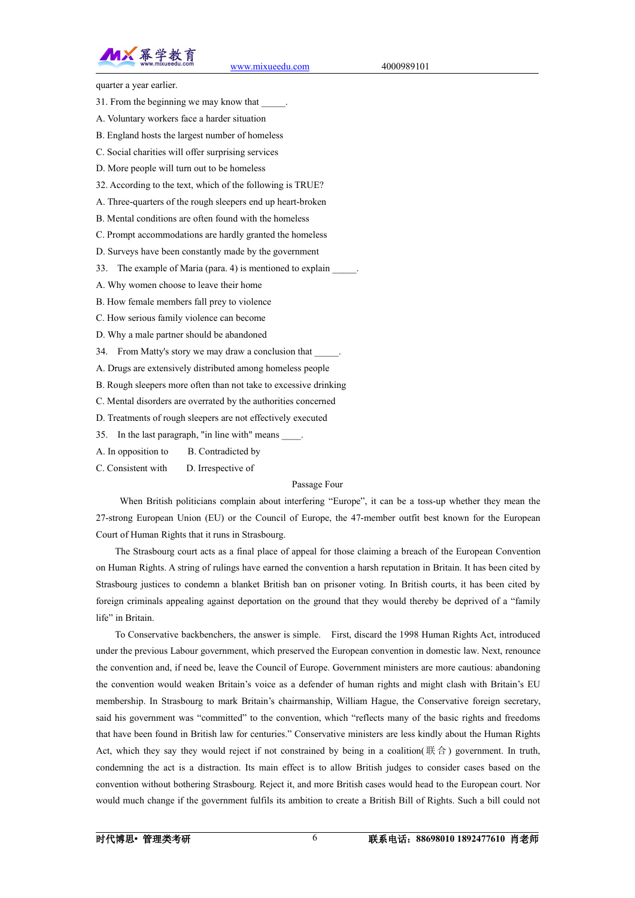quarter a year earlier.

31. From the beginning we may know that _____.

A. Voluntary workers face a harder situation

B. England hosts the largest number of homeless

C. Social charities will offer surprising services

D. More people will turn out to be homeless

32. According to the text, which of the following is TRUE?

A. Three-quarters of the rough sleepers end up heart-broken

B. Mental conditions are often found with the homeless

C. Prompt accommodations are hardly granted the homeless

D. Surveys have been constantly made by the government

33. The example of Maria (para. 4) is mentioned to explain _____.

A. Why women choose to leave their home

B. How female members fall prey to violence

C. How serious family violence can become

D. Why a male partner should be abandoned

34. From Matty's story we may draw a conclusion that _____.

A. Drugs are extensively distributed among homeless people

B. Rough sleepers more often than not take to excessive drinking

C. Mental disorders are overrated by the authorities concerned

D. Treatments of rough sleepers are not effectively executed

35. In the last paragraph, "in line with" means ____.

A. In opposition to　　B. Contradicted by

C. Consistent with　　D. Irrespective of

## Passage Four

When British politicians complain about interfering "Europe", it can be a toss-up whether they mean the 27-strong European Union (EU) or the Council of Europe, the 47-member outfit best known for the European Court of Human Rights that it runs in Strasbourg.

The Strasbourg court acts as a final place of appeal for those claiming a breach of the European Convention on Human Rights. A string of rulings have earned the convention a harsh reputation in Britain. It has been cited by Strasbourg justices to condemn a blanket British ban on prisoner voting. In British courts, it has been cited by foreign criminals appealing against deportation on the ground that they would thereby be deprived of a "family life" in Britain.

To Conservative backbenchers, the answer is simple. First, discard the 1998 Human Rights Act, introduced under the previous Labour government, which preserved the European convention in domestic law. Next, renounce the convention and, if need be, leave the Council of Europe. Government ministers are more cautious: abandoning the convention would weaken Britain's voice as a defender of human rights and might clash with Britain's EU membership. In Strasbourg to mark Britain's chairmanship, William Hague, the Conservative foreign secretary, said his government was "committed" to the convention, which "reflects many of the basic rights and freedoms that have been found in British law for centuries." Conservative ministers are less kindly about the Human Rights Act, which they say they would reject if not constrained by being in a coalition(联合) government. In truth, condemning the act is a distraction. Its main effect is to allow British judges to consider cases based on the convention without bothering Strasbourg. Reject it, and more British cases would head to the European court. Nor would much change if the government fulfils its ambition to create a British Bill of Rights. Such a bill could not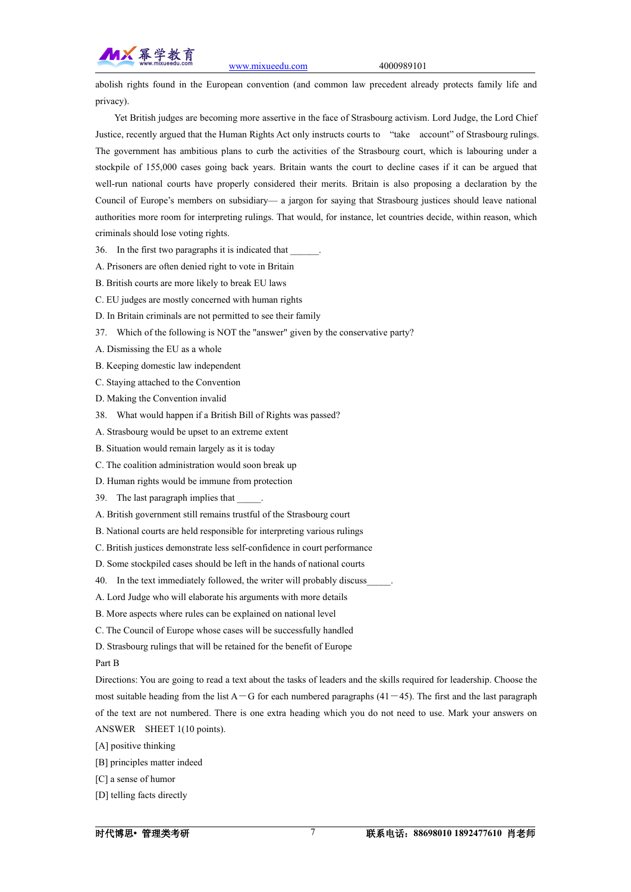abolish rights found in the European convention (and common law precedent already protects family life and privacy).

Yet British judges are becoming more assertive in the face of Strasbourg activism. Lord Judge, the Lord Chief Justice, recently argued that the Human Rights Act only instructs courts to "take account" of Strasbourg rulings. The government has ambitious plans to curb the activities of the Strasbourg court, which is labouring under a stockpile of 155,000 cases going back years. Britain wants the court to decline cases if it can be argued that well-run national courts have properly considered their merits. Britain is also proposing a declaration by the Council of Europe's members on subsidiary— a jargon for saying that Strasbourg justices should leave national authorities more room for interpreting rulings. That would, for instance, let countries decide, within reason, which criminals should lose voting rights.

36. In the first two paragraphs it is indicated that ______.

A. Prisoners are often denied right to vote in Britain

B. British courts are more likely to break EU laws

C. EU judges are mostly concerned with human rights

D. In Britain criminals are not permitted to see their family

37. Which of the following is NOT the "answer" given by the conservative party?

A. Dismissing the EU as a whole

B. Keeping domestic law independent

C. Staying attached to the Convention

D. Making the Convention invalid

38. What would happen if a British Bill of Rights was passed?

A. Strasbourg would be upset to an extreme extent

B. Situation would remain largely as it is today

C. The coalition administration would soon break up

D. Human rights would be immune from protection

39. The last paragraph implies that _____.

A. British government still remains trustful of the Strasbourg court

B. National courts are held responsible for interpreting various rulings

C. British justices demonstrate less self-confidence in court performance

D. Some stockpiled cases should be left in the hands of national courts

40. In the text immediately followed, the writer will probably discuss_____.

A. Lord Judge who will elaborate his arguments with more details

B. More aspects where rules can be explained on national level

C. The Council of Europe whose cases will be successfully handled

D. Strasbourg rulings that will be retained for the benefit of Europe

Part B

Directions: You are going to read a text about the tasks of leaders and the skills required for leadership. Choose the most suitable heading from the list A－G for each numbered paragraphs (41－45). The first and the last paragraph of the text are not numbered. There is one extra heading which you do not need to use. Mark your answers on ANSWER SHEET 1(10 points).

[A] positive thinking

[B] principles matter indeed

[C] a sense of humor

[D] telling facts directly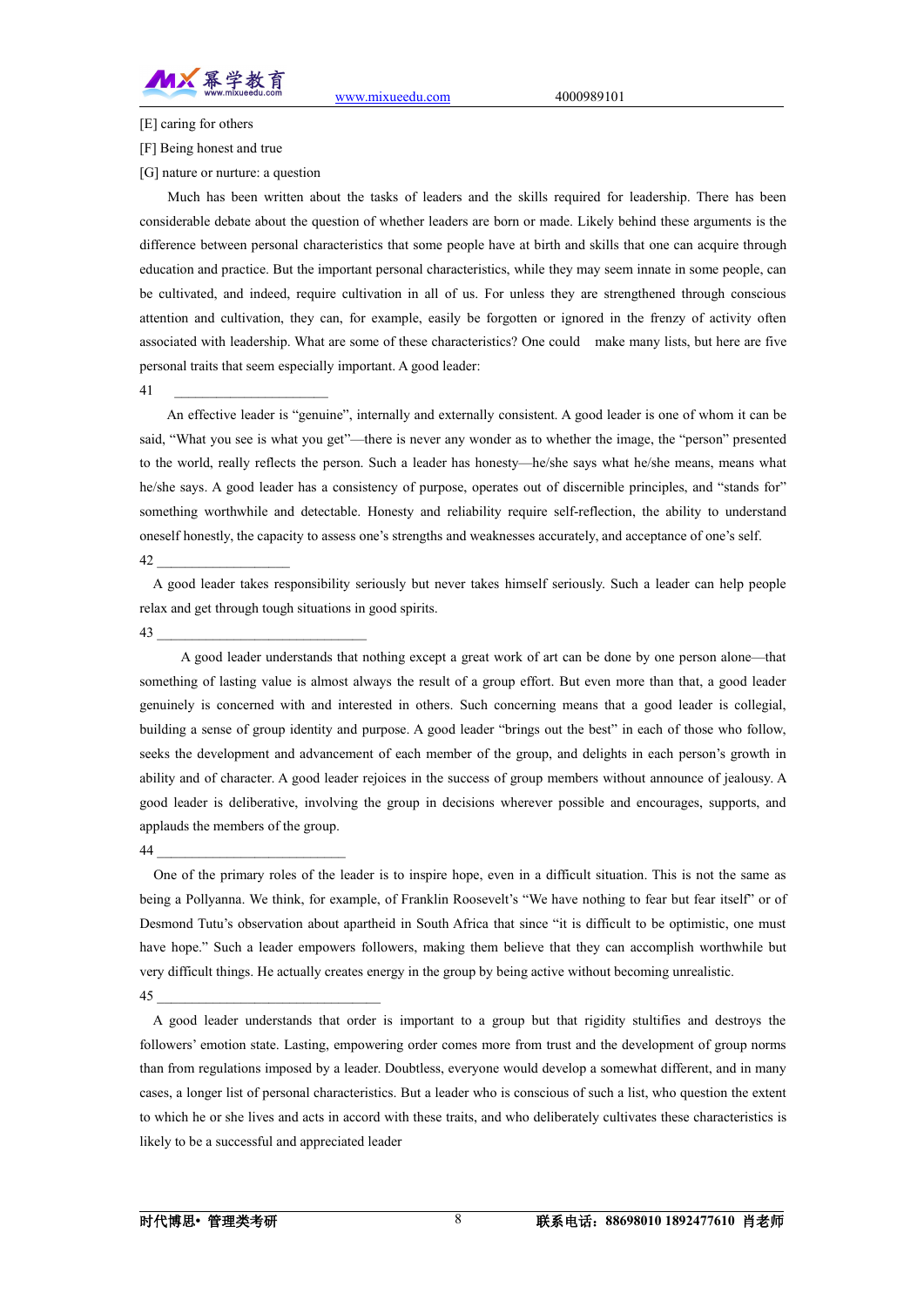[E] caring for others

[F] Being honest and true

[G] nature or nurture: a question

Much has been written about the tasks of leaders and the skills required for leadership. There has been considerable debate about the question of whether leaders are born or made. Likely behind these arguments is the difference between personal characteristics that some people have at birth and skills that one can acquire through education and practice. But the important personal characteristics, while they may seem innate in some people, can be cultivated, and indeed, require cultivation in all of us. For unless they are strengthened through conscious attention and cultivation, they can, for example, easily be forgotten or ignored in the frenzy of activity often associated with leadership. What are some of these characteristics? One could make many lists, but here are five personal traits that seem especially important. A good leader:

41 ______________________

An effective leader is "genuine", internally and externally consistent. A good leader is one of whom it can be said, "What you see is what you get"—there is never any wonder as to whether the image, the "person" presented to the world, really reflects the person. Such a leader has honesty—he/she says what he/she means, means what he/she says. A good leader has a consistency of purpose, operates out of discernible principles, and "stands for" something worthwhile and detectable. Honesty and reliability require self-reflection, the ability to understand oneself honestly, the capacity to assess one's strengths and weaknesses accurately, and acceptance of one's self.

42 ___________________

A good leader takes responsibility seriously but never takes himself seriously. Such a leader can help people relax and get through tough situations in good spirits.

43 ______________________________

A good leader understands that nothing except a great work of art can be done by one person alone—that something of lasting value is almost always the result of a group effort. But even more than that, a good leader genuinely is concerned with and interested in others. Such concerning means that a good leader is collegial, building a sense of group identity and purpose. A good leader "brings out the best" in each of those who follow, seeks the development and advancement of each member of the group, and delights in each person's growth in ability and of character. A good leader rejoices in the success of group members without announce of jealousy. A good leader is deliberative, involving the group in decisions wherever possible and encourages, supports, and applauds the members of the group.

44 ___________________________

One of the primary roles of the leader is to inspire hope, even in a difficult situation. This is not the same as being a Pollyanna. We think, for example, of Franklin Roosevelt's "We have nothing to fear but fear itself" or of Desmond Tutu's observation about apartheid in South Africa that since "it is difficult to be optimistic, one must have hope." Such a leader empowers followers, making them believe that they can accomplish worthwhile but very difficult things. He actually creates energy in the group by being active without becoming unrealistic.

45 ________________________________

A good leader understands that order is important to a group but that rigidity stultifies and destroys the followers' emotion state. Lasting, empowering order comes more from trust and the development of group norms than from regulations imposed by a leader. Doubtless, everyone would develop a somewhat different, and in many cases, a longer list of personal characteristics. But a leader who is conscious of such a list, who question the extent to which he or she lives and acts in accord with these traits, and who deliberately cultivates these characteristics is likely to be a successful and appreciated leader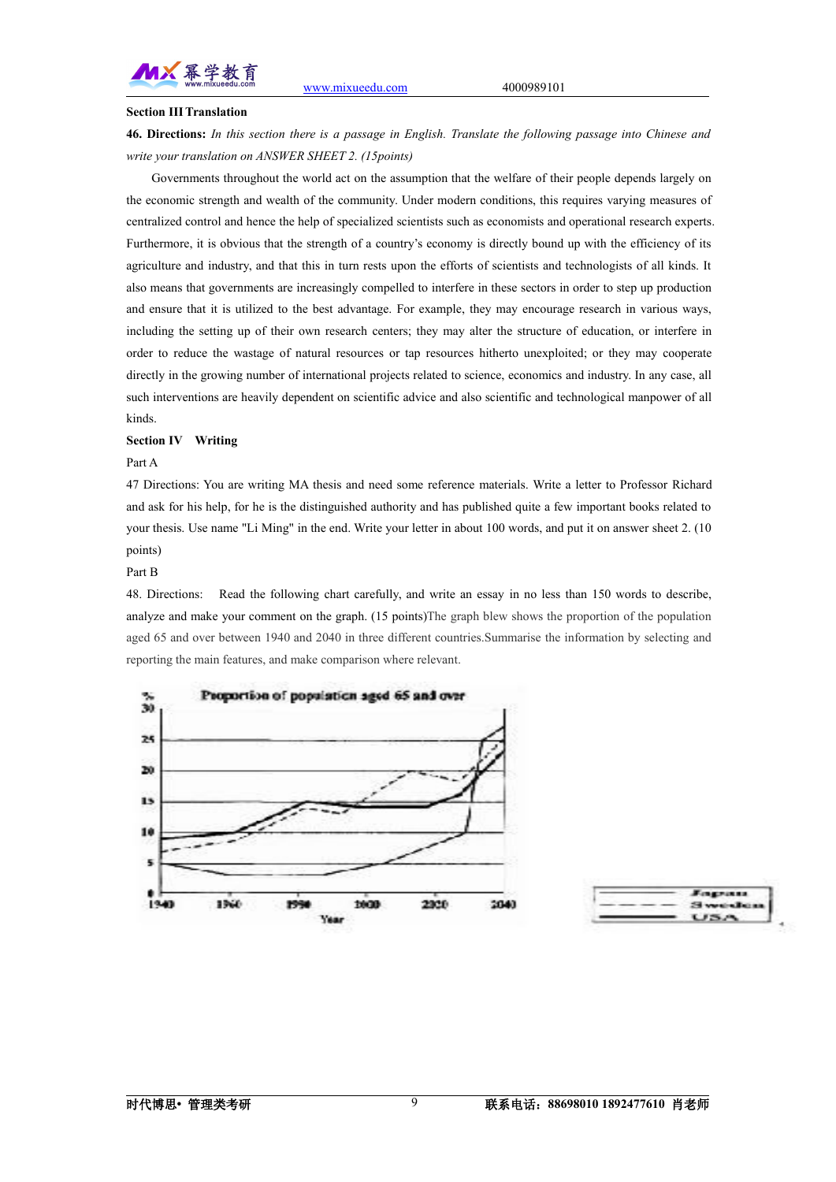**Section III Translation**

**46. Directions:** *In this section there is a passage in English. Translate the following passage into Chinese and write your translation on ANSWER SHEET 2. (15points)*

Governments throughout the world act on the assumption that the welfare of their people depends largely on the economic strength and wealth of the community. Under modern conditions, this requires varying measures of centralized control and hence the help of specialized scientists such as economists and operational research experts. Furthermore, it is obvious that the strength of a country's economy is directly bound up with the efficiency of its agriculture and industry, and that this in turn rests upon the efforts of scientists and technologists of all kinds. It also means that governments are increasingly compelled to interfere in these sectors in order to step up production and ensure that it is utilized to the best advantage. For example, they may encourage research in various ways, including the setting up of their own research centers; they may alter the structure of education, or interfere in order to reduce the wastage of natural resources or tap resources hitherto unexploited; or they may cooperate directly in the growing number of international projects related to science, economics and industry. In any case, all such interventions are heavily dependent on scientific advice and also scientific and technological manpower of all kinds.

**Section IV Writing**

Part A

47 Directions: You are writing MA thesis and need some reference materials. Write a letter to Professor Richard and ask for his help, for he is the distinguished authority and has published quite a few important books related to your thesis. Use name "Li Ming" in the end. Write your letter in about 100 words, and put it on answer sheet 2. (10 points)

Part B

48. Directions: Read the following chart carefully, and write an essay in no less than 150 words to describe, analyze and make your comment on the graph. (15 points)The graph blew shows the proportion of the population aged 65 and over between 1940 and 2040 in three different countries.Summarise the information by selecting and reporting the main features, and make comparison where relevant.

Proportion of population aged 65 and over

%
30
25
20
15
10
5
0

1940 1960 1980 2000 2020 2040

Year

Japan
Sweden
USA